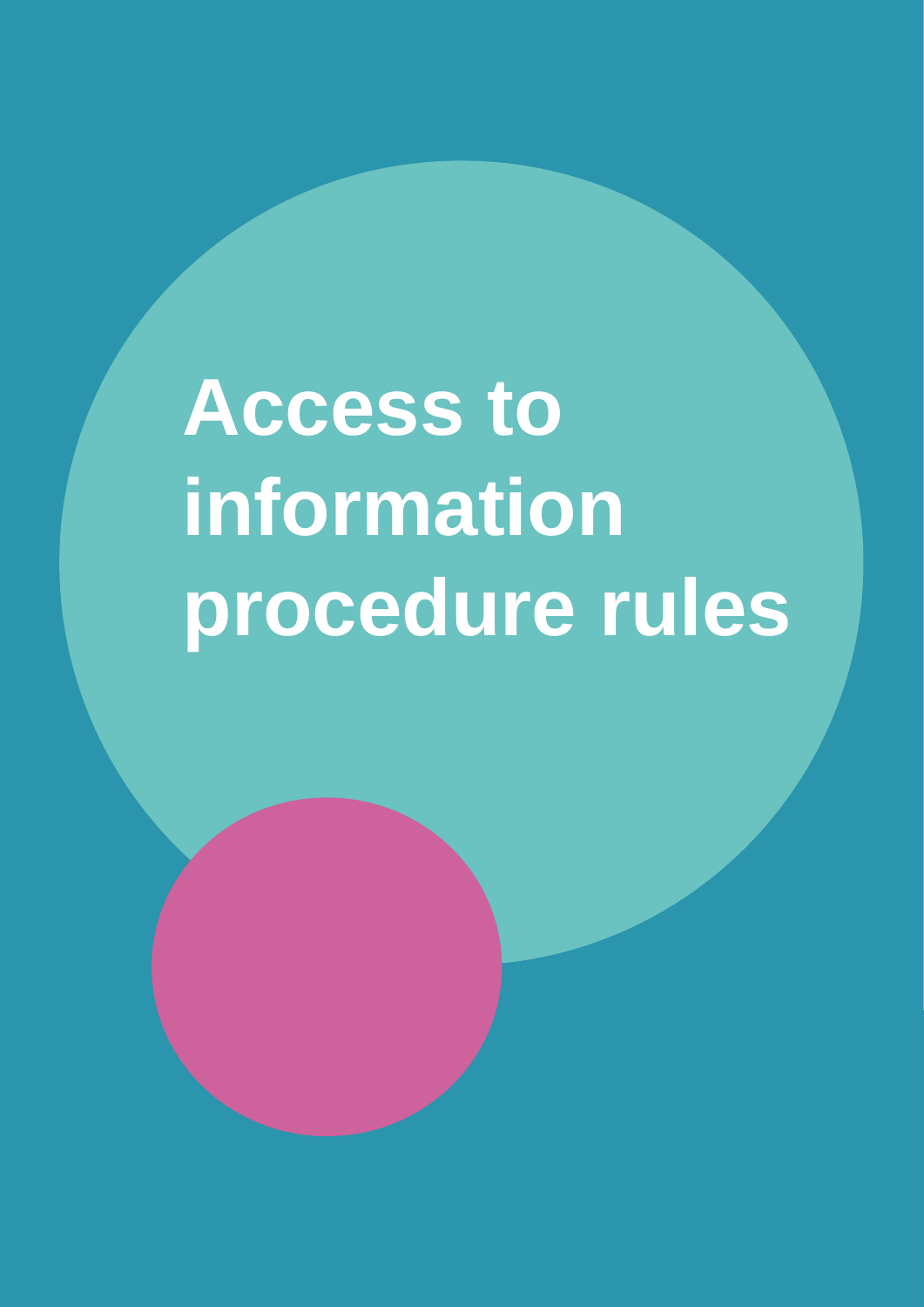# Access to information procedure rules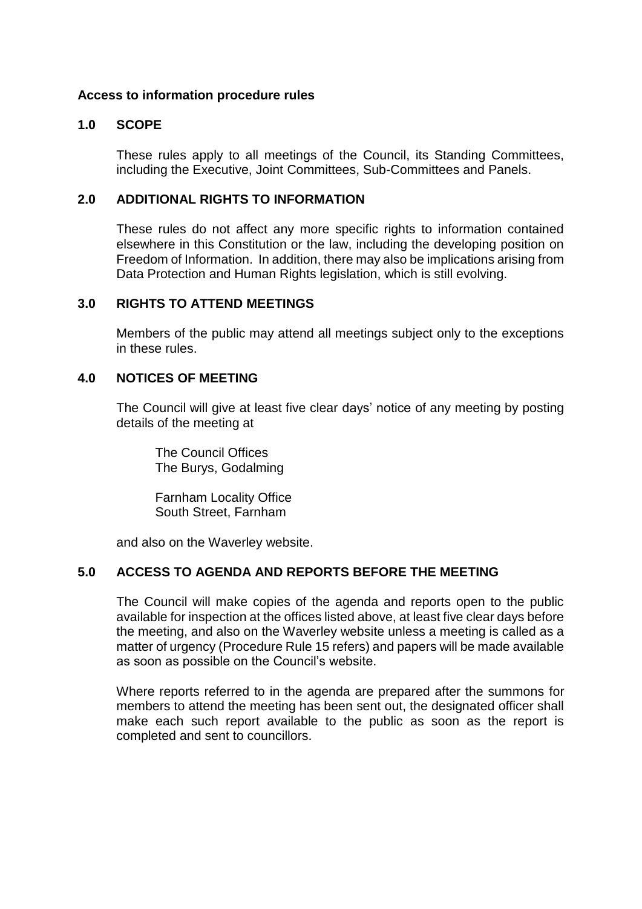**Access to information procedure rules**

## 1.0 SCOPE

These rules apply to all meetings of the Council, its Standing Committees, including the Executive, Joint Committees, Sub-Committees and Panels.

## 2.0 ADDITIONAL RIGHTS TO INFORMATION

These rules do not affect any more specific rights to information contained elsewhere in this Constitution or the law, including the developing position on Freedom of Information. In addition, there may also be implications arising from Data Protection and Human Rights legislation, which is still evolving.

## 3.0 RIGHTS TO ATTEND MEETINGS

Members of the public may attend all meetings subject only to the exceptions in these rules.

## 4.0 NOTICES OF MEETING

The Council will give at least five clear days' notice of any meeting by posting details of the meeting at

The Council Offices
The Burys, Godalming

Farnham Locality Office
South Street, Farnham

and also on the Waverley website.

## 5.0 ACCESS TO AGENDA AND REPORTS BEFORE THE MEETING

The Council will make copies of the agenda and reports open to the public available for inspection at the offices listed above, at least five clear days before the meeting, and also on the Waverley website unless a meeting is called as a matter of urgency (Procedure Rule 15 refers) and papers will be made available as soon as possible on the Council's website.

Where reports referred to in the agenda are prepared after the summons for members to attend the meeting has been sent out, the designated officer shall make each such report available to the public as soon as the report is completed and sent to councillors.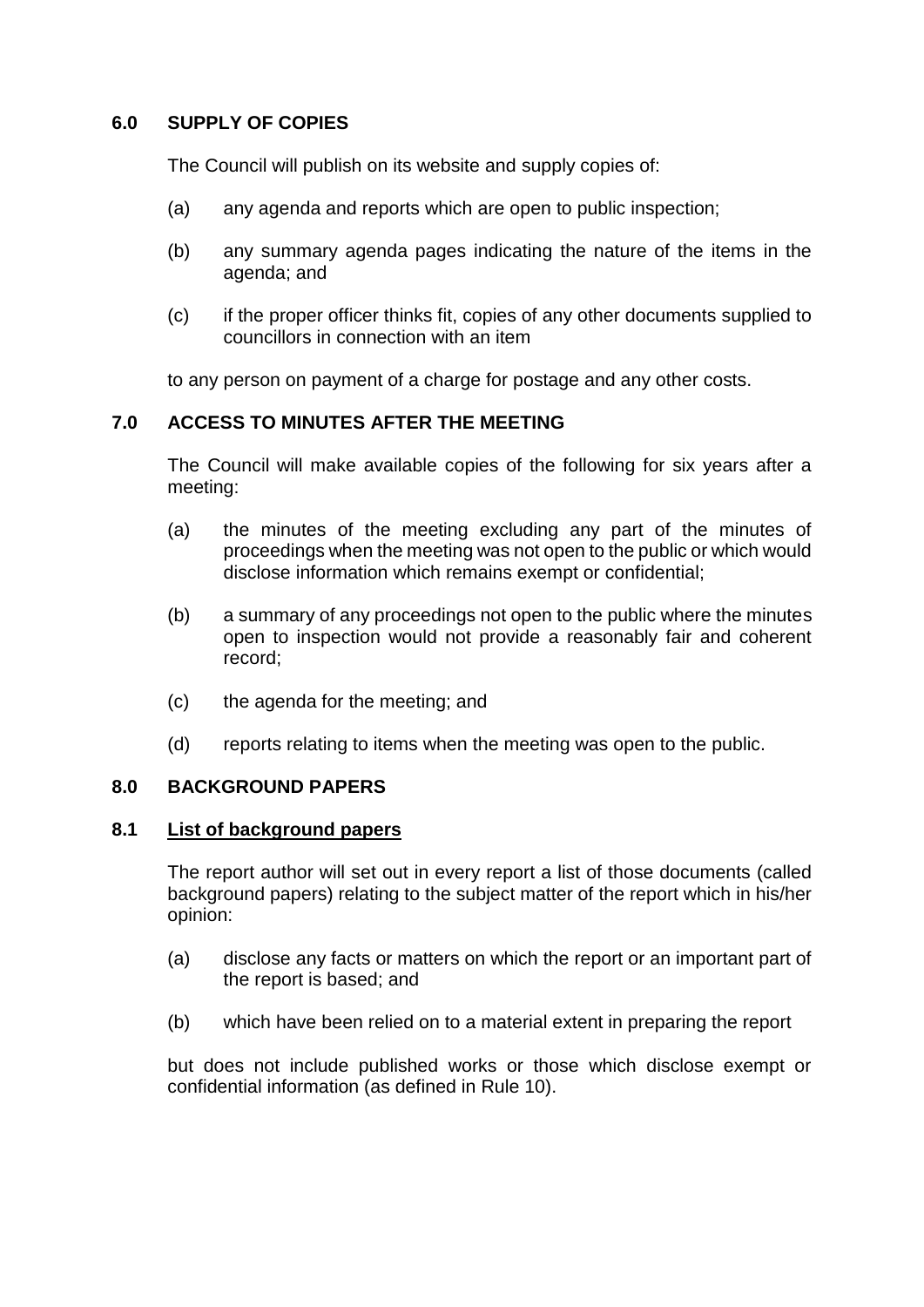## 6.0 SUPPLY OF COPIES

The Council will publish on its website and supply copies of:

(a) any agenda and reports which are open to public inspection;

(b) any summary agenda pages indicating the nature of the items in the agenda; and

(c) if the proper officer thinks fit, copies of any other documents supplied to councillors in connection with an item

to any person on payment of a charge for postage and any other costs.

## 7.0 ACCESS TO MINUTES AFTER THE MEETING

The Council will make available copies of the following for six years after a meeting:

(a) the minutes of the meeting excluding any part of the minutes of proceedings when the meeting was not open to the public or which would disclose information which remains exempt or confidential;

(b) a summary of any proceedings not open to the public where the minutes open to inspection would not provide a reasonably fair and coherent record;

(c) the agenda for the meeting; and

(d) reports relating to items when the meeting was open to the public.

## 8.0 BACKGROUND PAPERS

### 8.1 List of background papers

The report author will set out in every report a list of those documents (called background papers) relating to the subject matter of the report which in his/her opinion:

(a) disclose any facts or matters on which the report or an important part of the report is based; and

(b) which have been relied on to a material extent in preparing the report

but does not include published works or those which disclose exempt or confidential information (as defined in Rule 10).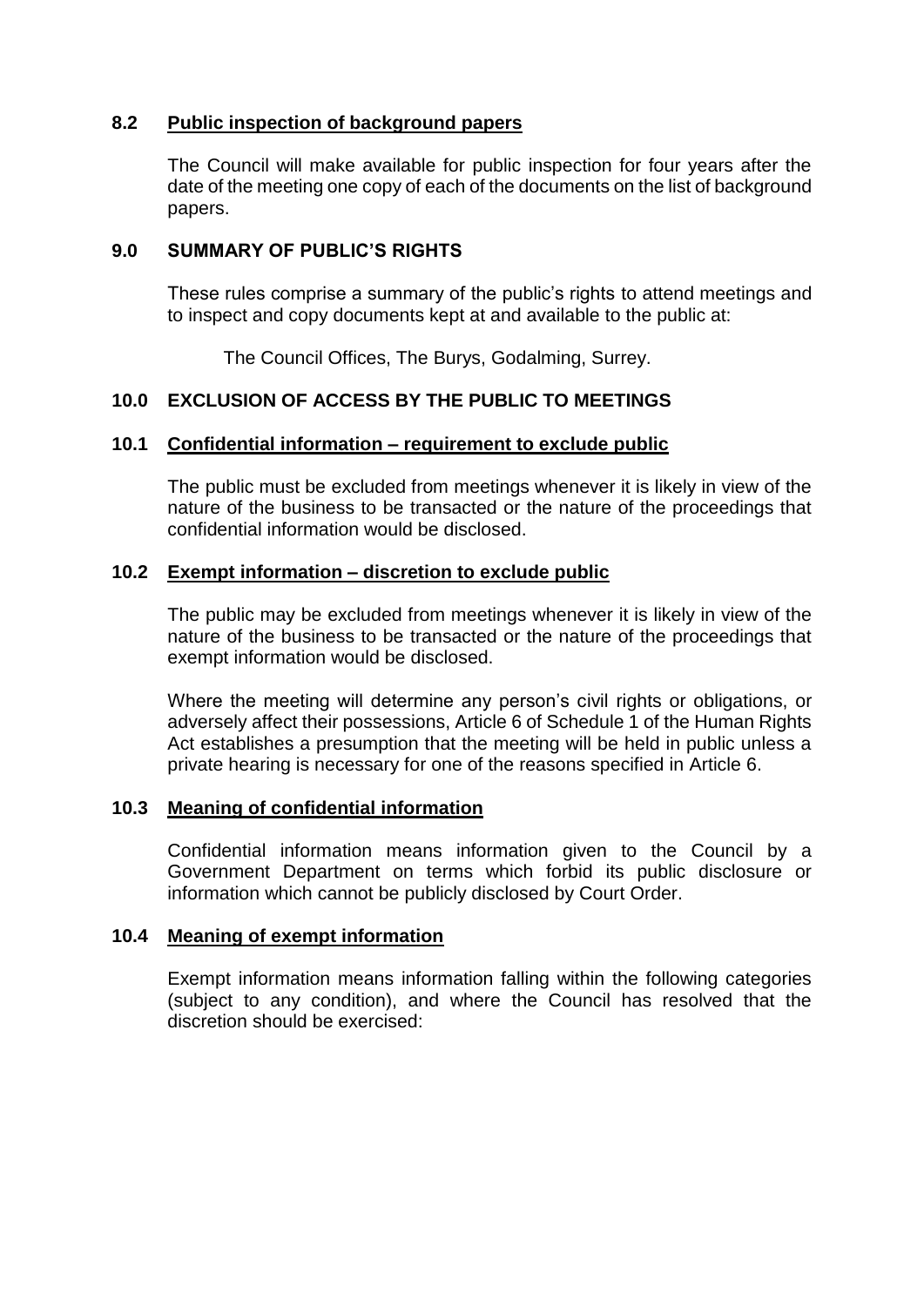### 8.2 Public inspection of background papers

The Council will make available for public inspection for four years after the date of the meeting one copy of each of the documents on the list of background papers.

## 9.0 SUMMARY OF PUBLIC'S RIGHTS

These rules comprise a summary of the public's rights to attend meetings and to inspect and copy documents kept at and available to the public at:

The Council Offices, The Burys, Godalming, Surrey.

## 10.0 EXCLUSION OF ACCESS BY THE PUBLIC TO MEETINGS

### 10.1 Confidential information – requirement to exclude public

The public must be excluded from meetings whenever it is likely in view of the nature of the business to be transacted or the nature of the proceedings that confidential information would be disclosed.

### 10.2 Exempt information – discretion to exclude public

The public may be excluded from meetings whenever it is likely in view of the nature of the business to be transacted or the nature of the proceedings that exempt information would be disclosed.

Where the meeting will determine any person's civil rights or obligations, or adversely affect their possessions, Article 6 of Schedule 1 of the Human Rights Act establishes a presumption that the meeting will be held in public unless a private hearing is necessary for one of the reasons specified in Article 6.

### 10.3 Meaning of confidential information

Confidential information means information given to the Council by a Government Department on terms which forbid its public disclosure or information which cannot be publicly disclosed by Court Order.

### 10.4 Meaning of exempt information

Exempt information means information falling within the following categories (subject to any condition), and where the Council has resolved that the discretion should be exercised: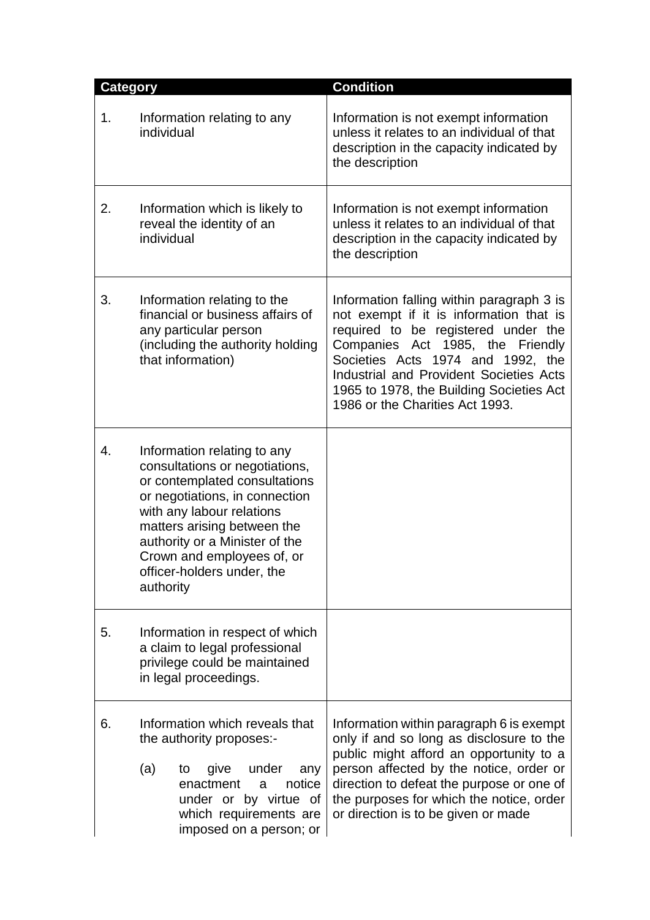| Category | Condition |
|---|---|
| 1. Information relating to any individual | Information is not exempt information unless it relates to an individual of that description in the capacity indicated by the description |
| 2. Information which is likely to reveal the identity of an individual | Information is not exempt information unless it relates to an individual of that description in the capacity indicated by the description |
| 3. Information relating to the financial or business affairs of any particular person (including the authority holding that information) | Information falling within paragraph 3 is not exempt if it is information that is required to be registered under the Companies Act 1985, the Friendly Societies Acts 1974 and 1992, the Industrial and Provident Societies Acts 1965 to 1978, the Building Societies Act 1986 or the Charities Act 1993. |
| 4. Information relating to any consultations or negotiations, or contemplated consultations or negotiations, in connection with any labour relations matters arising between the authority or a Minister of the Crown and employees of, or officer-holders under, the authority | |
| 5. Information in respect of which a claim to legal professional privilege could be maintained in legal proceedings. | |
| 6. Information which reveals that the authority proposes:- (a) to give under any enactment a notice under or by virtue of which requirements are imposed on a person; or | Information within paragraph 6 is exempt only if and so long as disclosure to the public might afford an opportunity to a person affected by the notice, order or direction to defeat the purpose or one of the purposes for which the notice, order or direction is to be given or made |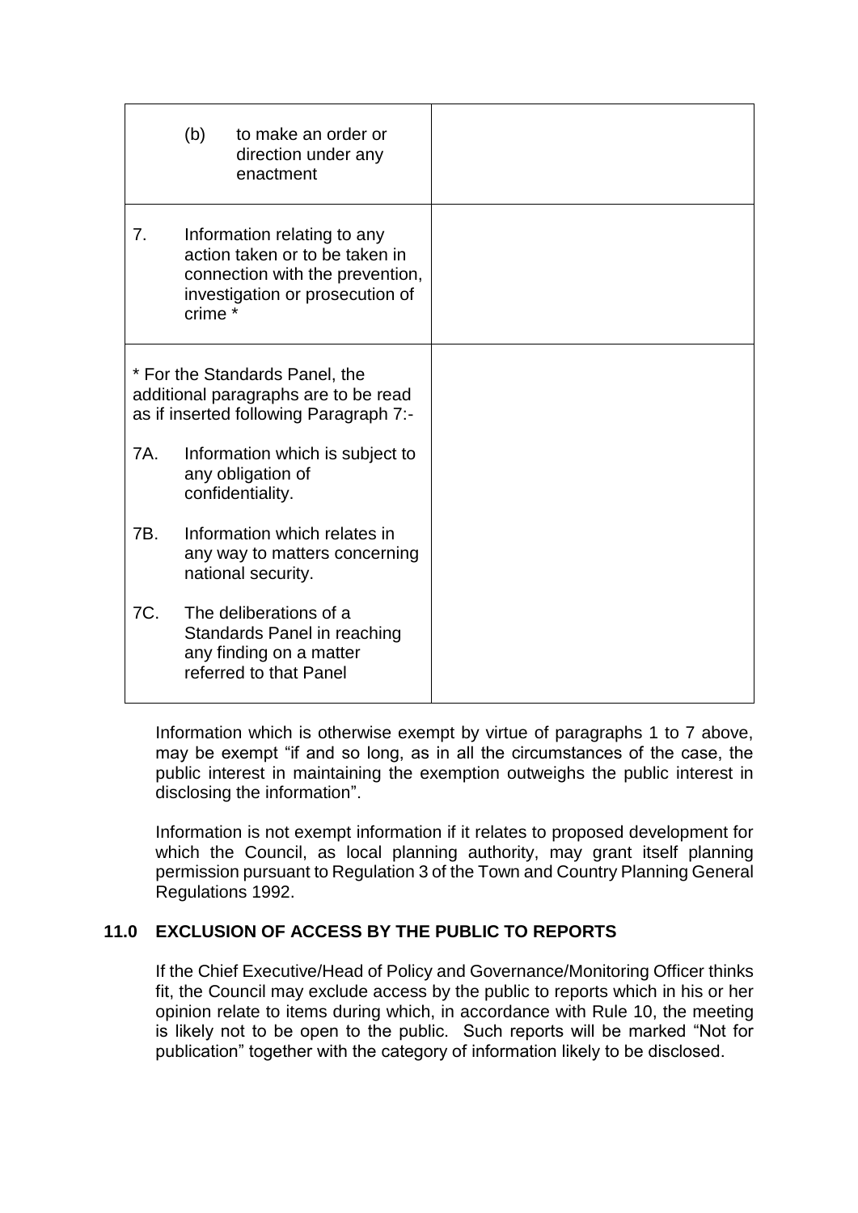| | |
|---|---|
| (b) to make an order or direction under any enactment | |
| 7. Information relating to any action taken or to be taken in connection with the prevention, investigation or prosecution of crime * | |
| * For the Standards Panel, the additional paragraphs are to be read as if inserted following Paragraph 7:-<br><br>7A. Information which is subject to any obligation of confidentiality.<br><br>7B. Information which relates in any way to matters concerning national security.<br><br>7C. The deliberations of a Standards Panel in reaching any finding on a matter referred to that Panel | |

Information which is otherwise exempt by virtue of paragraphs 1 to 7 above, may be exempt "if and so long, as in all the circumstances of the case, the public interest in maintaining the exemption outweighs the public interest in disclosing the information".

Information is not exempt information if it relates to proposed development for which the Council, as local planning authority, may grant itself planning permission pursuant to Regulation 3 of the Town and Country Planning General Regulations 1992.

## 11.0 EXCLUSION OF ACCESS BY THE PUBLIC TO REPORTS

If the Chief Executive/Head of Policy and Governance/Monitoring Officer thinks fit, the Council may exclude access by the public to reports which in his or her opinion relate to items during which, in accordance with Rule 10, the meeting is likely not to be open to the public. Such reports will be marked "Not for publication" together with the category of information likely to be disclosed.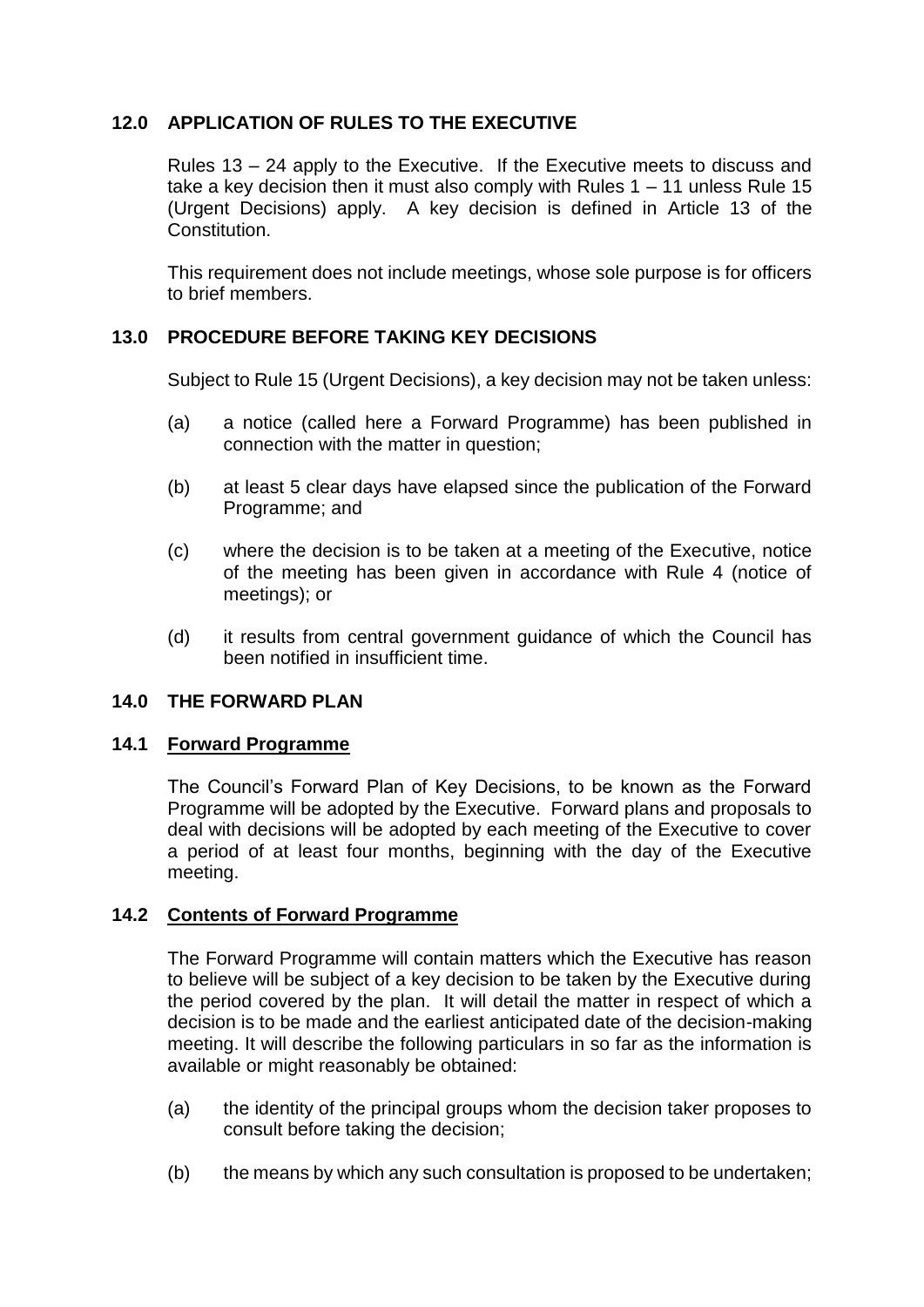## 12.0 APPLICATION OF RULES TO THE EXECUTIVE

Rules 13 – 24 apply to the Executive. If the Executive meets to discuss and take a key decision then it must also comply with Rules 1 – 11 unless Rule 15 (Urgent Decisions) apply. A key decision is defined in Article 13 of the Constitution.

This requirement does not include meetings, whose sole purpose is for officers to brief members.

## 13.0 PROCEDURE BEFORE TAKING KEY DECISIONS

Subject to Rule 15 (Urgent Decisions), a key decision may not be taken unless:

(a) a notice (called here a Forward Programme) has been published in connection with the matter in question;

(b) at least 5 clear days have elapsed since the publication of the Forward Programme; and

(c) where the decision is to be taken at a meeting of the Executive, notice of the meeting has been given in accordance with Rule 4 (notice of meetings); or

(d) it results from central government guidance of which the Council has been notified in insufficient time.

## 14.0 THE FORWARD PLAN

### 14.1 Forward Programme

The Council's Forward Plan of Key Decisions, to be known as the Forward Programme will be adopted by the Executive. Forward plans and proposals to deal with decisions will be adopted by each meeting of the Executive to cover a period of at least four months, beginning with the day of the Executive meeting.

### 14.2 Contents of Forward Programme

The Forward Programme will contain matters which the Executive has reason to believe will be subject of a key decision to be taken by the Executive during the period covered by the plan. It will detail the matter in respect of which a decision is to be made and the earliest anticipated date of the decision-making meeting. It will describe the following particulars in so far as the information is available or might reasonably be obtained:

(a) the identity of the principal groups whom the decision taker proposes to consult before taking the decision;

(b) the means by which any such consultation is proposed to be undertaken;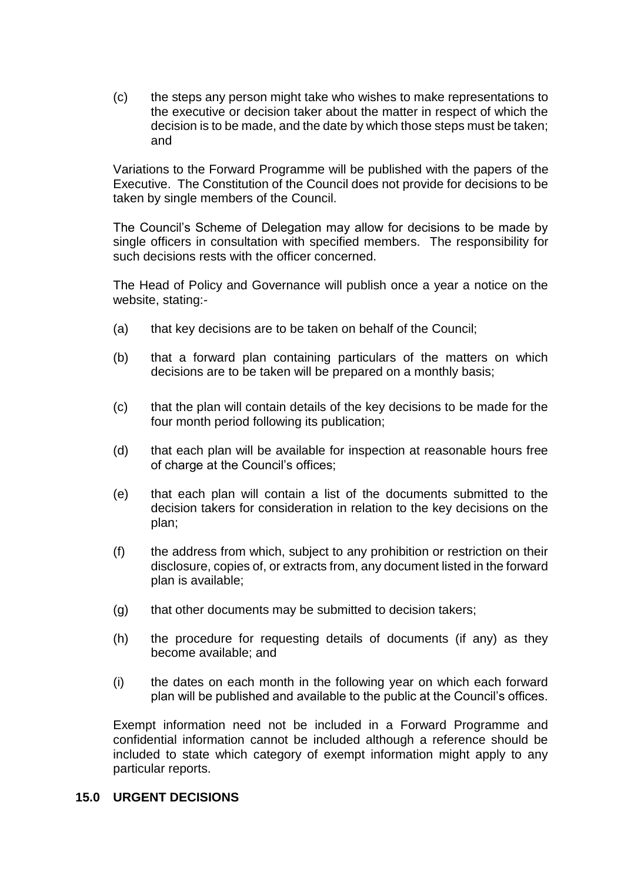(c) the steps any person might take who wishes to make representations to the executive or decision taker about the matter in respect of which the decision is to be made, and the date by which those steps must be taken; and

Variations to the Forward Programme will be published with the papers of the Executive. The Constitution of the Council does not provide for decisions to be taken by single members of the Council.

The Council's Scheme of Delegation may allow for decisions to be made by single officers in consultation with specified members. The responsibility for such decisions rests with the officer concerned.

The Head of Policy and Governance will publish once a year a notice on the website, stating:-

(a) that key decisions are to be taken on behalf of the Council;

(b) that a forward plan containing particulars of the matters on which decisions are to be taken will be prepared on a monthly basis;

(c) that the plan will contain details of the key decisions to be made for the four month period following its publication;

(d) that each plan will be available for inspection at reasonable hours free of charge at the Council's offices;

(e) that each plan will contain a list of the documents submitted to the decision takers for consideration in relation to the key decisions on the plan;

(f) the address from which, subject to any prohibition or restriction on their disclosure, copies of, or extracts from, any document listed in the forward plan is available;

(g) that other documents may be submitted to decision takers;

(h) the procedure for requesting details of documents (if any) as they become available; and

(i) the dates on each month in the following year on which each forward plan will be published and available to the public at the Council's offices.

Exempt information need not be included in a Forward Programme and confidential information cannot be included although a reference should be included to state which category of exempt information might apply to any particular reports.

## 15.0 URGENT DECISIONS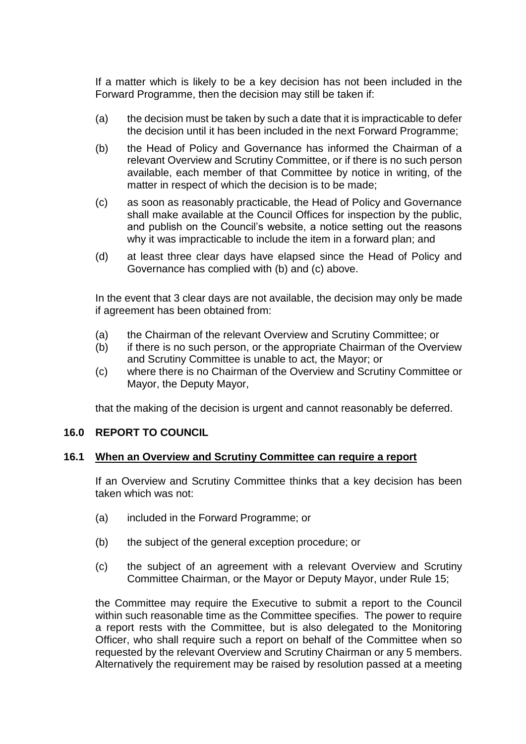If a matter which is likely to be a key decision has not been included in the Forward Programme, then the decision may still be taken if:

(a) the decision must be taken by such a date that it is impracticable to defer the decision until it has been included in the next Forward Programme;

(b) the Head of Policy and Governance has informed the Chairman of a relevant Overview and Scrutiny Committee, or if there is no such person available, each member of that Committee by notice in writing, of the matter in respect of which the decision is to be made;

(c) as soon as reasonably practicable, the Head of Policy and Governance shall make available at the Council Offices for inspection by the public, and publish on the Council's website, a notice setting out the reasons why it was impracticable to include the item in a forward plan; and

(d) at least three clear days have elapsed since the Head of Policy and Governance has complied with (b) and (c) above.

In the event that 3 clear days are not available, the decision may only be made if agreement has been obtained from:

(a) the Chairman of the relevant Overview and Scrutiny Committee; or
(b) if there is no such person, or the appropriate Chairman of the Overview and Scrutiny Committee is unable to act, the Mayor; or
(c) where there is no Chairman of the Overview and Scrutiny Committee or Mayor, the Deputy Mayor,

that the making of the decision is urgent and cannot reasonably be deferred.

## 16.0 REPORT TO COUNCIL

### 16.1 <u>When an Overview and Scrutiny Committee can require a report</u>

If an Overview and Scrutiny Committee thinks that a key decision has been taken which was not:

(a) included in the Forward Programme; or

(b) the subject of the general exception procedure; or

(c) the subject of an agreement with a relevant Overview and Scrutiny Committee Chairman, or the Mayor or Deputy Mayor, under Rule 15;

the Committee may require the Executive to submit a report to the Council within such reasonable time as the Committee specifies. The power to require a report rests with the Committee, but is also delegated to the Monitoring Officer, who shall require such a report on behalf of the Committee when so requested by the relevant Overview and Scrutiny Chairman or any 5 members. Alternatively the requirement may be raised by resolution passed at a meeting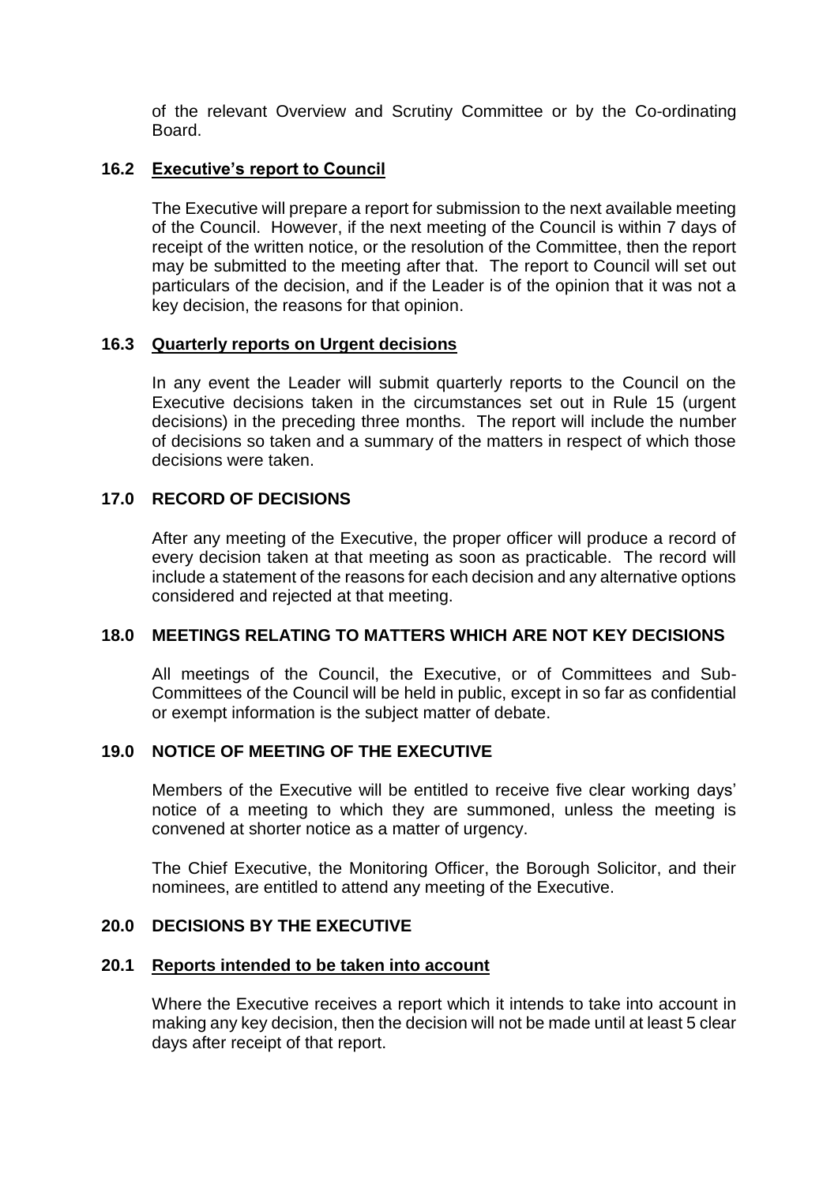of the relevant Overview and Scrutiny Committee or by the Co-ordinating Board.

### 16.2 Executive's report to Council

The Executive will prepare a report for submission to the next available meeting of the Council. However, if the next meeting of the Council is within 7 days of receipt of the written notice, or the resolution of the Committee, then the report may be submitted to the meeting after that. The report to Council will set out particulars of the decision, and if the Leader is of the opinion that it was not a key decision, the reasons for that opinion.

### 16.3 Quarterly reports on Urgent decisions

In any event the Leader will submit quarterly reports to the Council on the Executive decisions taken in the circumstances set out in Rule 15 (urgent decisions) in the preceding three months. The report will include the number of decisions so taken and a summary of the matters in respect of which those decisions were taken.

## 17.0 RECORD OF DECISIONS

After any meeting of the Executive, the proper officer will produce a record of every decision taken at that meeting as soon as practicable. The record will include a statement of the reasons for each decision and any alternative options considered and rejected at that meeting.

## 18.0 MEETINGS RELATING TO MATTERS WHICH ARE NOT KEY DECISIONS

All meetings of the Council, the Executive, or of Committees and Sub-Committees of the Council will be held in public, except in so far as confidential or exempt information is the subject matter of debate.

## 19.0 NOTICE OF MEETING OF THE EXECUTIVE

Members of the Executive will be entitled to receive five clear working days' notice of a meeting to which they are summoned, unless the meeting is convened at shorter notice as a matter of urgency.

The Chief Executive, the Monitoring Officer, the Borough Solicitor, and their nominees, are entitled to attend any meeting of the Executive.

## 20.0 DECISIONS BY THE EXECUTIVE

### 20.1 Reports intended to be taken into account

Where the Executive receives a report which it intends to take into account in making any key decision, then the decision will not be made until at least 5 clear days after receipt of that report.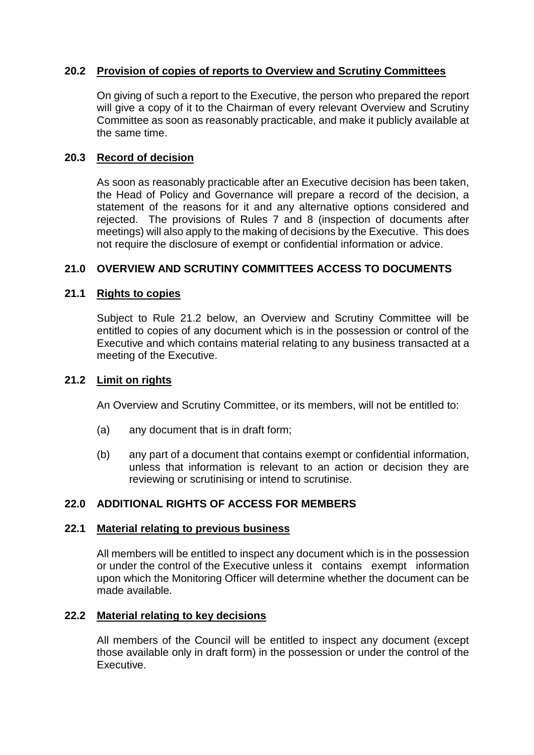### 20.2 Provision of copies of reports to Overview and Scrutiny Committees

On giving of such a report to the Executive, the person who prepared the report will give a copy of it to the Chairman of every relevant Overview and Scrutiny Committee as soon as reasonably practicable, and make it publicly available at the same time.

### 20.3 Record of decision

As soon as reasonably practicable after an Executive decision has been taken, the Head of Policy and Governance will prepare a record of the decision, a statement of the reasons for it and any alternative options considered and rejected. The provisions of Rules 7 and 8 (inspection of documents after meetings) will also apply to the making of decisions by the Executive. This does not require the disclosure of exempt or confidential information or advice.

## 21.0 OVERVIEW AND SCRUTINY COMMITTEES ACCESS TO DOCUMENTS

### 21.1 Rights to copies

Subject to Rule 21.2 below, an Overview and Scrutiny Committee will be entitled to copies of any document which is in the possession or control of the Executive and which contains material relating to any business transacted at a meeting of the Executive.

### 21.2 Limit on rights

An Overview and Scrutiny Committee, or its members, will not be entitled to:

(a) any document that is in draft form;

(b) any part of a document that contains exempt or confidential information, unless that information is relevant to an action or decision they are reviewing or scrutinising or intend to scrutinise.

## 22.0 ADDITIONAL RIGHTS OF ACCESS FOR MEMBERS

### 22.1 Material relating to previous business

All members will be entitled to inspect any document which is in the possession or under the control of the Executive unless it contains exempt information upon which the Monitoring Officer will determine whether the document can be made available.

### 22.2 Material relating to key decisions

All members of the Council will be entitled to inspect any document (except those available only in draft form) in the possession or under the control of the Executive.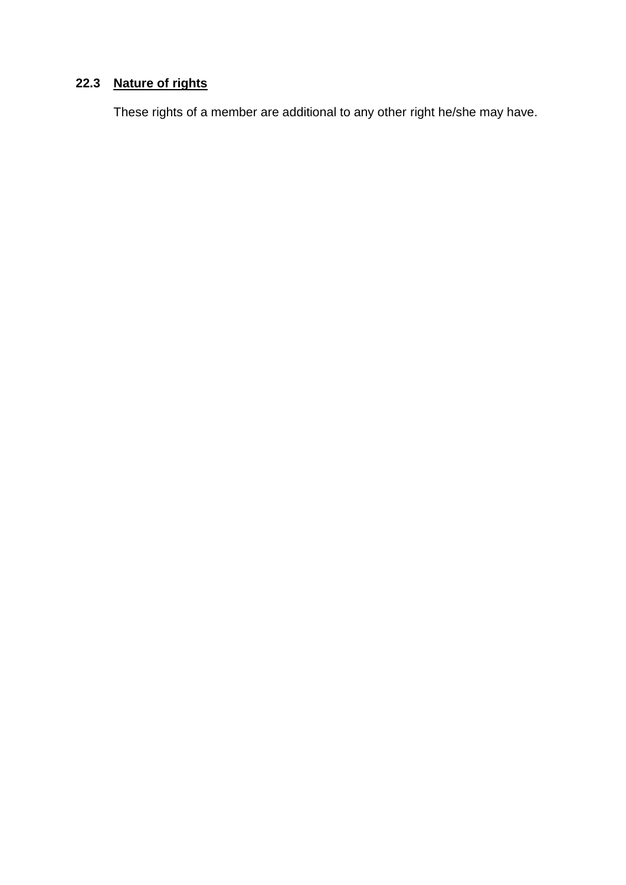**22.3 Nature of rights**

These rights of a member are additional to any other right he/she may have.